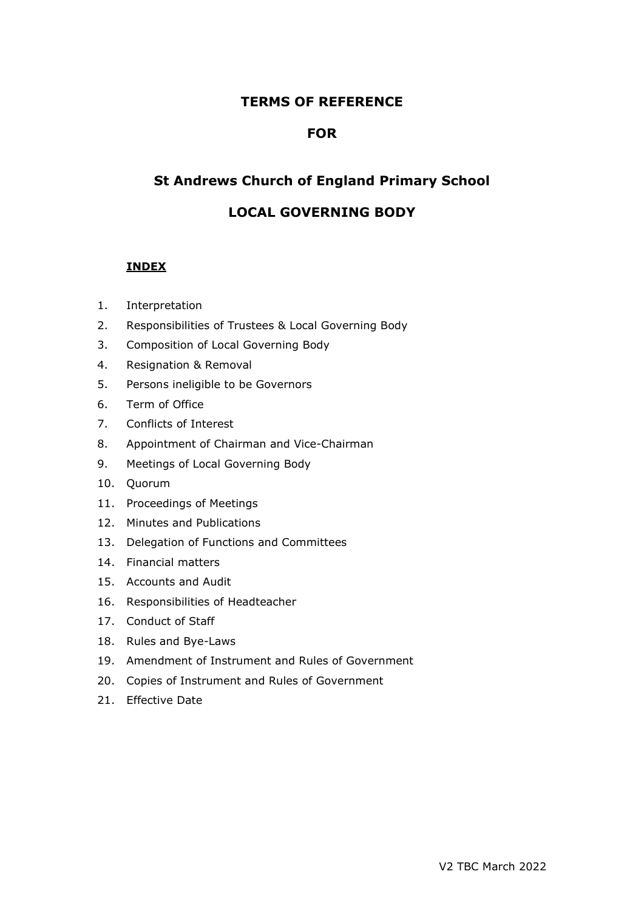# TERMS OF REFERENCE

# FOR

# St Andrews Church of England Primary School

# LOCAL GOVERNING BODY

**INDEX**

1. Interpretation
2. Responsibilities of Trustees & Local Governing Body
3. Composition of Local Governing Body
4. Resignation & Removal
5. Persons ineligible to be Governors
6. Term of Office
7. Conflicts of Interest
8. Appointment of Chairman and Vice-Chairman
9. Meetings of Local Governing Body
10. Quorum
11. Proceedings of Meetings
12. Minutes and Publications
13. Delegation of Functions and Committees
14. Financial matters
15. Accounts and Audit
16. Responsibilities of Headteacher
17. Conduct of Staff
18. Rules and Bye-Laws
19. Amendment of Instrument and Rules of Government
20. Copies of Instrument and Rules of Government
21. Effective Date

V2 TBC March 2022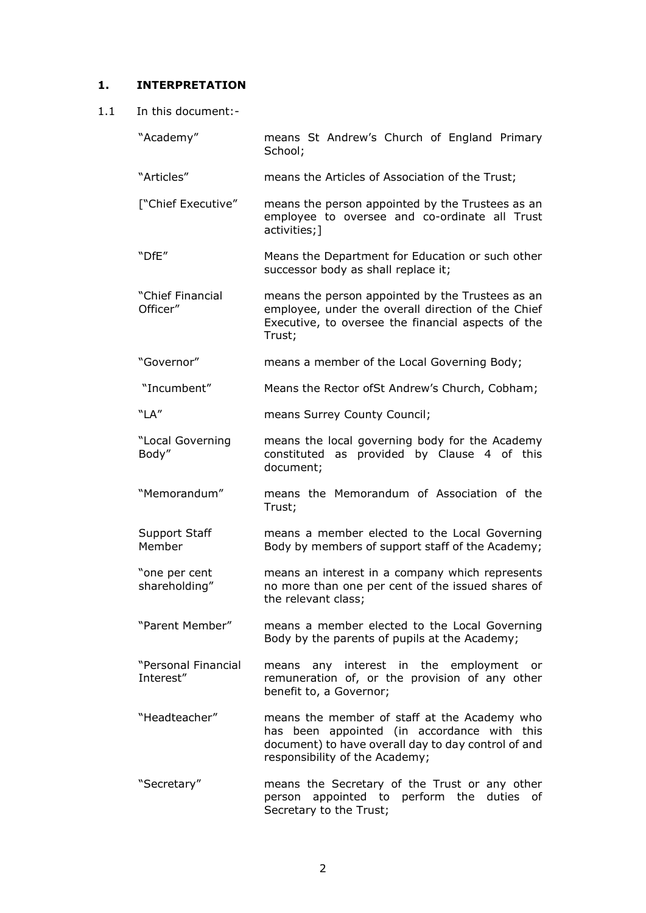## 1. INTERPRETATION

1.1 In this document:-

| | |
|---|---|
| "Academy" | means St Andrew's Church of England Primary School; |
| "Articles" | means the Articles of Association of the Trust; |
| ["Chief Executive" | means the person appointed by the Trustees as an employee to oversee and co-ordinate all Trust activities;] |
| "DfE" | Means the Department for Education or such other successor body as shall replace it; |
| "Chief Financial Officer" | means the person appointed by the Trustees as an employee, under the overall direction of the Chief Executive, to oversee the financial aspects of the Trust; |
| "Governor" | means a member of the Local Governing Body; |
| "Incumbent" | Means the Rector ofSt Andrew's Church, Cobham; |
| "LA" | means Surrey County Council; |
| "Local Governing Body" | means the local governing body for the Academy constituted as provided by Clause 4 of this document; |
| "Memorandum" | means the Memorandum of Association of the Trust; |
| Support Staff Member | means a member elected to the Local Governing Body by members of support staff of the Academy; |
| "one per cent shareholding" | means an interest in a company which represents no more than one per cent of the issued shares of the relevant class; |
| "Parent Member" | means a member elected to the Local Governing Body by the parents of pupils at the Academy; |
| "Personal Financial Interest" | means any interest in the employment or remuneration of, or the provision of any other benefit to, a Governor; |
| "Headteacher" | means the member of staff at the Academy who has been appointed (in accordance with this document) to have overall day to day control of and responsibility of the Academy; |
| "Secretary" | means the Secretary of the Trust or any other person appointed to perform the duties of Secretary to the Trust; |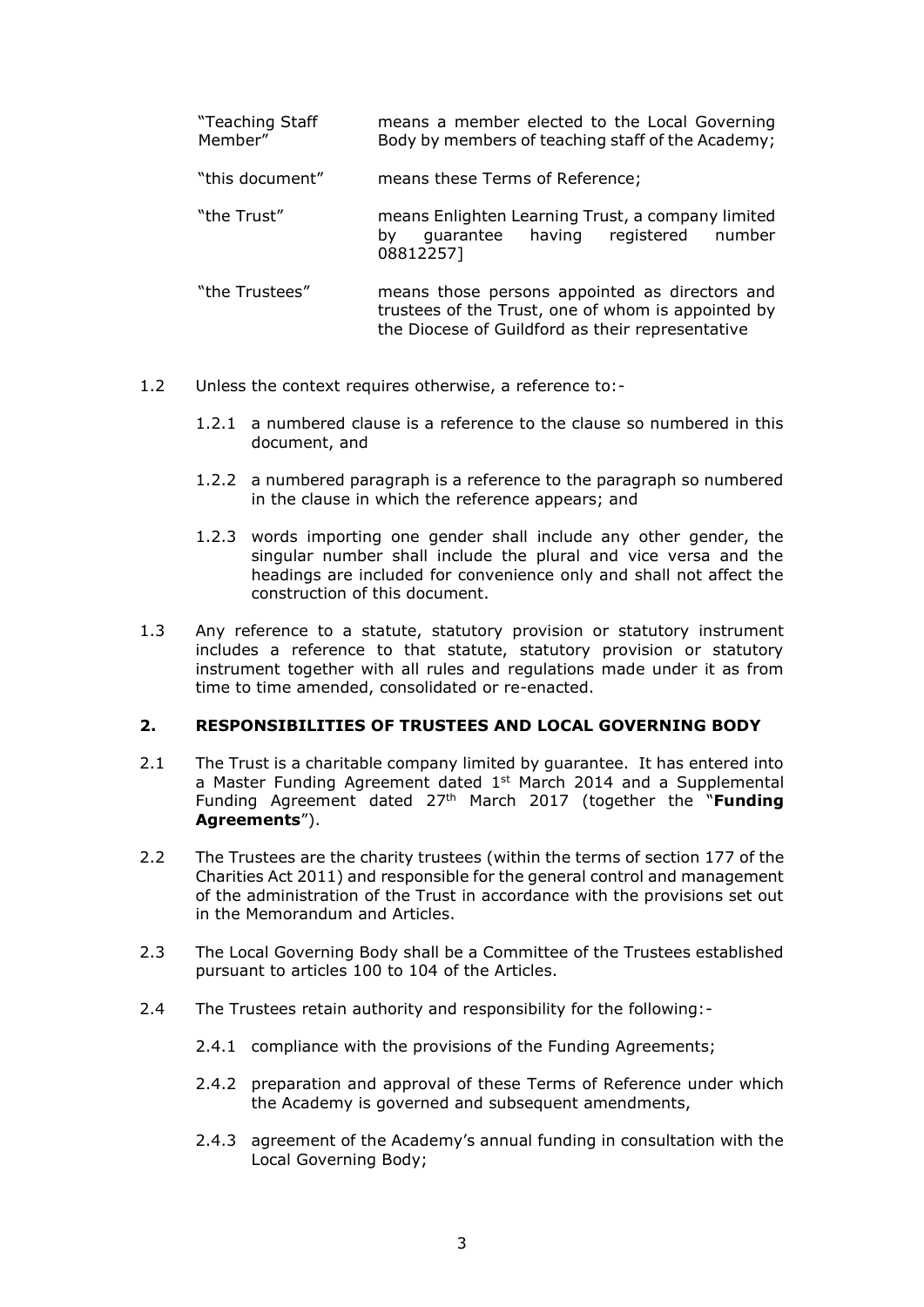| | |
|---|---|
| "Teaching Staff Member" | means a member elected to the Local Governing Body by members of teaching staff of the Academy; |
| "this document" | means these Terms of Reference; |
| "the Trust" | means Enlighten Learning Trust, a company limited by guarantee having registered number 08812257] |
| "the Trustees" | means those persons appointed as directors and trustees of the Trust, one of whom is appointed by the Diocese of Guildford as their representative |

1.2 Unless the context requires otherwise, a reference to:-

1.2.1 a numbered clause is a reference to the clause so numbered in this document, and

1.2.2 a numbered paragraph is a reference to the paragraph so numbered in the clause in which the reference appears; and

1.2.3 words importing one gender shall include any other gender, the singular number shall include the plural and vice versa and the headings are included for convenience only and shall not affect the construction of this document.

1.3 Any reference to a statute, statutory provision or statutory instrument includes a reference to that statute, statutory provision or statutory instrument together with all rules and regulations made under it as from time to time amended, consolidated or re-enacted.

## 2. RESPONSIBILITIES OF TRUSTEES AND LOCAL GOVERNING BODY

2.1 The Trust is a charitable company limited by guarantee. It has entered into a Master Funding Agreement dated 1st March 2014 and a Supplemental Funding Agreement dated 27th March 2017 (together the "**Funding Agreements**").

2.2 The Trustees are the charity trustees (within the terms of section 177 of the Charities Act 2011) and responsible for the general control and management of the administration of the Trust in accordance with the provisions set out in the Memorandum and Articles.

2.3 The Local Governing Body shall be a Committee of the Trustees established pursuant to articles 100 to 104 of the Articles.

2.4 The Trustees retain authority and responsibility for the following:-

2.4.1 compliance with the provisions of the Funding Agreements;

2.4.2 preparation and approval of these Terms of Reference under which the Academy is governed and subsequent amendments,

2.4.3 agreement of the Academy's annual funding in consultation with the Local Governing Body;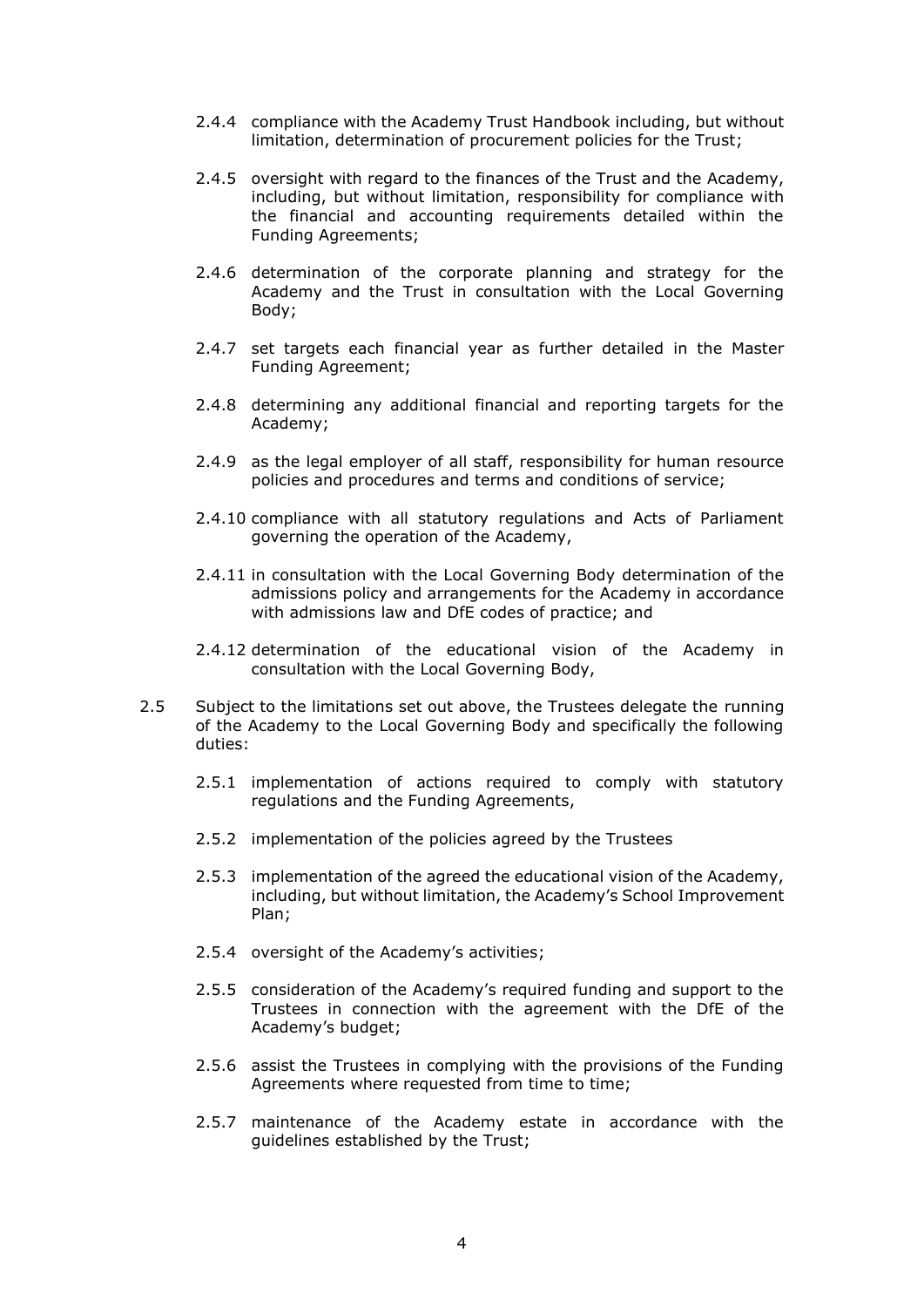2.4.4 compliance with the Academy Trust Handbook including, but without limitation, determination of procurement policies for the Trust;

2.4.5 oversight with regard to the finances of the Trust and the Academy, including, but without limitation, responsibility for compliance with the financial and accounting requirements detailed within the Funding Agreements;

2.4.6 determination of the corporate planning and strategy for the Academy and the Trust in consultation with the Local Governing Body;

2.4.7 set targets each financial year as further detailed in the Master Funding Agreement;

2.4.8 determining any additional financial and reporting targets for the Academy;

2.4.9 as the legal employer of all staff, responsibility for human resource policies and procedures and terms and conditions of service;

2.4.10 compliance with all statutory regulations and Acts of Parliament governing the operation of the Academy,

2.4.11 in consultation with the Local Governing Body determination of the admissions policy and arrangements for the Academy in accordance with admissions law and DfE codes of practice; and

2.4.12 determination of the educational vision of the Academy in consultation with the Local Governing Body,

2.5 Subject to the limitations set out above, the Trustees delegate the running of the Academy to the Local Governing Body and specifically the following duties:

2.5.1 implementation of actions required to comply with statutory regulations and the Funding Agreements,

2.5.2 implementation of the policies agreed by the Trustees

2.5.3 implementation of the agreed the educational vision of the Academy, including, but without limitation, the Academy's School Improvement Plan;

2.5.4 oversight of the Academy's activities;

2.5.5 consideration of the Academy's required funding and support to the Trustees in connection with the agreement with the DfE of the Academy's budget;

2.5.6 assist the Trustees in complying with the provisions of the Funding Agreements where requested from time to time;

2.5.7 maintenance of the Academy estate in accordance with the guidelines established by the Trust;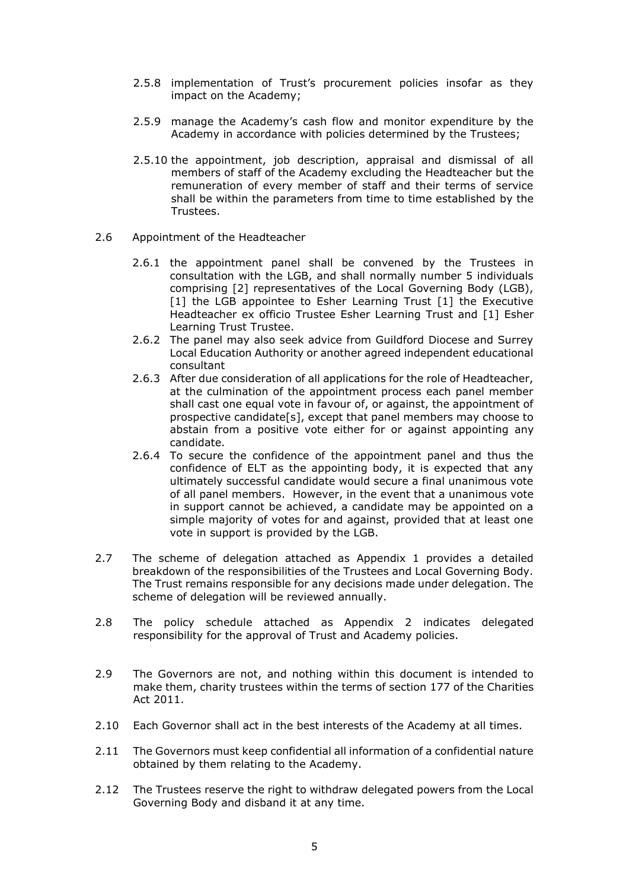2.5.8 implementation of Trust's procurement policies insofar as they impact on the Academy;

2.5.9 manage the Academy's cash flow and monitor expenditure by the Academy in accordance with policies determined by the Trustees;

2.5.10 the appointment, job description, appraisal and dismissal of all members of staff of the Academy excluding the Headteacher but the remuneration of every member of staff and their terms of service shall be within the parameters from time to time established by the Trustees.

2.6 Appointment of the Headteacher

2.6.1 the appointment panel shall be convened by the Trustees in consultation with the LGB, and shall normally number 5 individuals comprising [2] representatives of the Local Governing Body (LGB), [1] the LGB appointee to Esher Learning Trust [1] the Executive Headteacher ex officio Trustee Esher Learning Trust and [1] Esher Learning Trust Trustee.

2.6.2 The panel may also seek advice from Guildford Diocese and Surrey Local Education Authority or another agreed independent educational consultant

2.6.3 After due consideration of all applications for the role of Headteacher, at the culmination of the appointment process each panel member shall cast one equal vote in favour of, or against, the appointment of prospective candidate[s], except that panel members may choose to abstain from a positive vote either for or against appointing any candidate.

2.6.4 To secure the confidence of the appointment panel and thus the confidence of ELT as the appointing body, it is expected that any ultimately successful candidate would secure a final unanimous vote of all panel members. However, in the event that a unanimous vote in support cannot be achieved, a candidate may be appointed on a simple majority of votes for and against, provided that at least one vote in support is provided by the LGB.

2.7 The scheme of delegation attached as Appendix 1 provides a detailed breakdown of the responsibilities of the Trustees and Local Governing Body. The Trust remains responsible for any decisions made under delegation. The scheme of delegation will be reviewed annually.

2.8 The policy schedule attached as Appendix 2 indicates delegated responsibility for the approval of Trust and Academy policies.

2.9 The Governors are not, and nothing within this document is intended to make them, charity trustees within the terms of section 177 of the Charities Act 2011.

2.10 Each Governor shall act in the best interests of the Academy at all times.

2.11 The Governors must keep confidential all information of a confidential nature obtained by them relating to the Academy.

2.12 The Trustees reserve the right to withdraw delegated powers from the Local Governing Body and disband it at any time.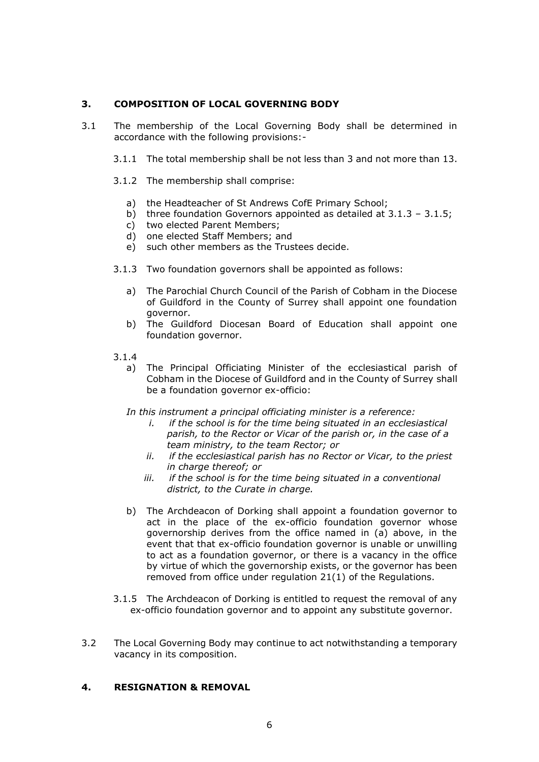## 3. COMPOSITION OF LOCAL GOVERNING BODY

3.1 The membership of the Local Governing Body shall be determined in accordance with the following provisions:-

3.1.1 The total membership shall be not less than 3 and not more than 13.

3.1.2 The membership shall comprise:

a) the Headteacher of St Andrews CofE Primary School;
b) three foundation Governors appointed as detailed at 3.1.3 – 3.1.5;
c) two elected Parent Members;
d) one elected Staff Members; and
e) such other members as the Trustees decide.

3.1.3 Two foundation governors shall be appointed as follows:

a) The Parochial Church Council of the Parish of Cobham in the Diocese of Guildford in the County of Surrey shall appoint one foundation governor.
b) The Guildford Diocesan Board of Education shall appoint one foundation governor.

3.1.4

a) The Principal Officiating Minister of the ecclesiastical parish of Cobham in the Diocese of Guildford and in the County of Surrey shall be a foundation governor ex-officio:

*In this instrument a principal officiating minister is a reference:*

*i. if the school is for the time being situated in an ecclesiastical parish, to the Rector or Vicar of the parish or, in the case of a team ministry, to the team Rector; or*
*ii. if the ecclesiastical parish has no Rector or Vicar, to the priest in charge thereof; or*
*iii. if the school is for the time being situated in a conventional district, to the Curate in charge.*

b) The Archdeacon of Dorking shall appoint a foundation governor to act in the place of the ex-officio foundation governor whose governorship derives from the office named in (a) above, in the event that that ex-officio foundation governor is unable or unwilling to act as a foundation governor, or there is a vacancy in the office by virtue of which the governorship exists, or the governor has been removed from office under regulation 21(1) of the Regulations.

3.1.5 The Archdeacon of Dorking is entitled to request the removal of any ex-officio foundation governor and to appoint any substitute governor.

3.2 The Local Governing Body may continue to act notwithstanding a temporary vacancy in its composition.

## 4. RESIGNATION & REMOVAL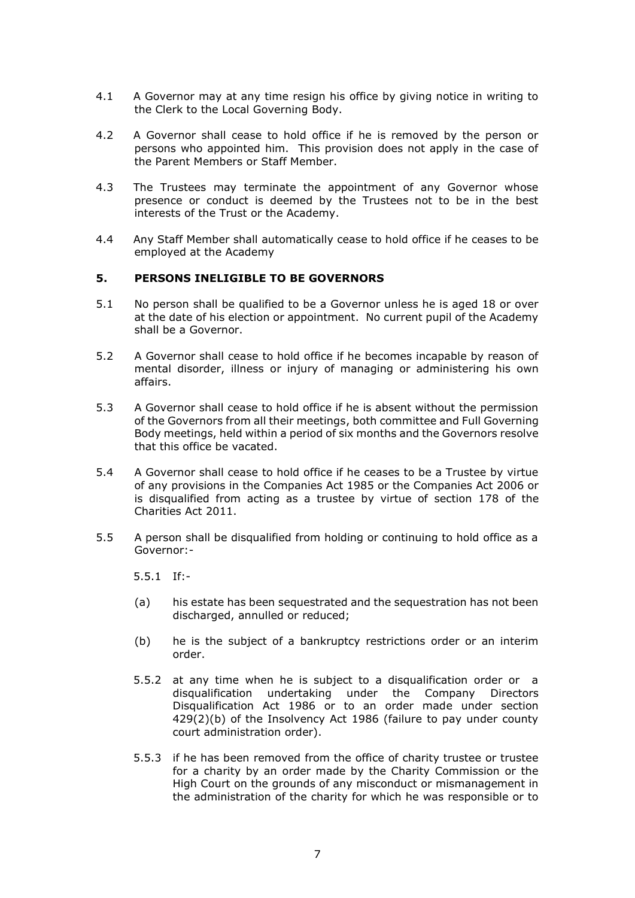4.1 A Governor may at any time resign his office by giving notice in writing to the Clerk to the Local Governing Body.

4.2 A Governor shall cease to hold office if he is removed by the person or persons who appointed him. This provision does not apply in the case of the Parent Members or Staff Member.

4.3 The Trustees may terminate the appointment of any Governor whose presence or conduct is deemed by the Trustees not to be in the best interests of the Trust or the Academy.

4.4 Any Staff Member shall automatically cease to hold office if he ceases to be employed at the Academy

## 5. PERSONS INELIGIBLE TO BE GOVERNORS

5.1 No person shall be qualified to be a Governor unless he is aged 18 or over at the date of his election or appointment. No current pupil of the Academy shall be a Governor.

5.2 A Governor shall cease to hold office if he becomes incapable by reason of mental disorder, illness or injury of managing or administering his own affairs.

5.3 A Governor shall cease to hold office if he is absent without the permission of the Governors from all their meetings, both committee and Full Governing Body meetings, held within a period of six months and the Governors resolve that this office be vacated.

5.4 A Governor shall cease to hold office if he ceases to be a Trustee by virtue of any provisions in the Companies Act 1985 or the Companies Act 2006 or is disqualified from acting as a trustee by virtue of section 178 of the Charities Act 2011.

5.5 A person shall be disqualified from holding or continuing to hold office as a Governor:-

5.5.1 If:-

(a) his estate has been sequestrated and the sequestration has not been discharged, annulled or reduced;

(b) he is the subject of a bankruptcy restrictions order or an interim order.

5.5.2 at any time when he is subject to a disqualification order or a disqualification undertaking under the Company Directors Disqualification Act 1986 or to an order made under section 429(2)(b) of the Insolvency Act 1986 (failure to pay under county court administration order).

5.5.3 if he has been removed from the office of charity trustee or trustee for a charity by an order made by the Charity Commission or the High Court on the grounds of any misconduct or mismanagement in the administration of the charity for which he was responsible or to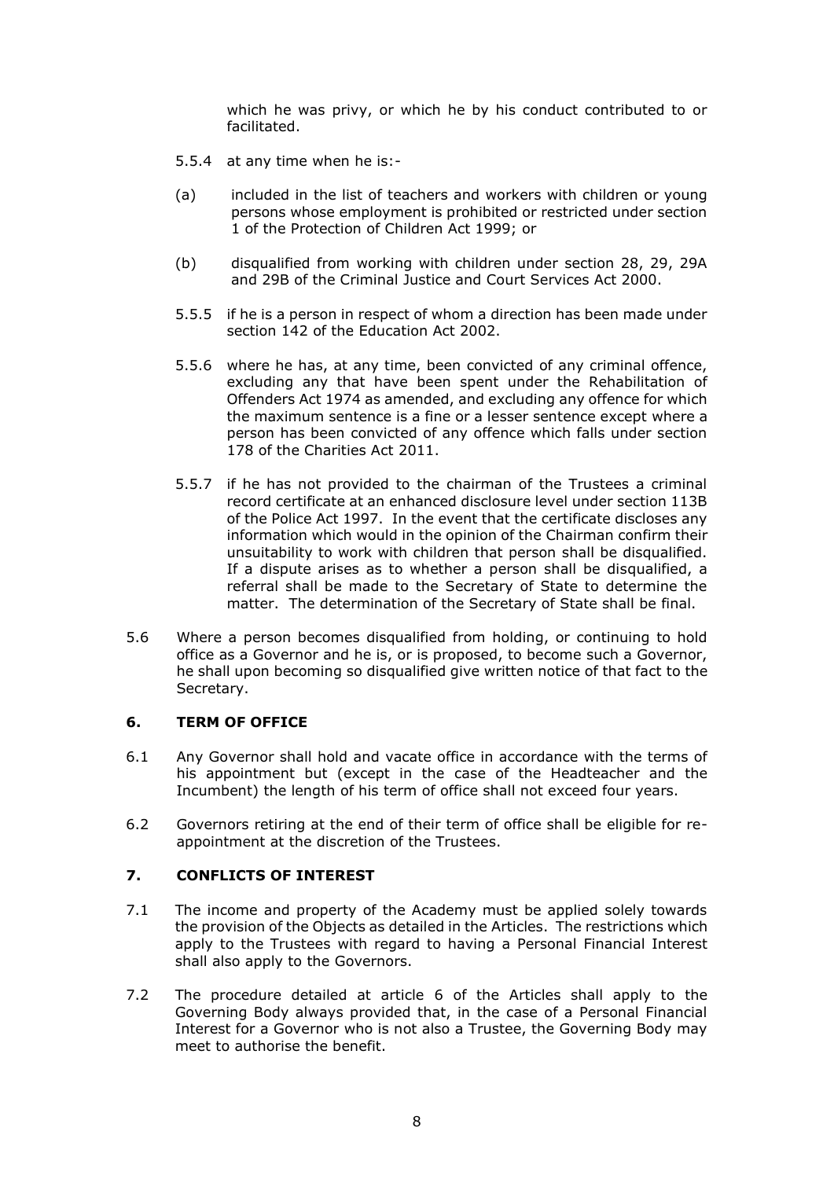which he was privy, or which he by his conduct contributed to or facilitated.

5.5.4 at any time when he is:-

(a) included in the list of teachers and workers with children or young persons whose employment is prohibited or restricted under section 1 of the Protection of Children Act 1999; or

(b) disqualified from working with children under section 28, 29, 29A and 29B of the Criminal Justice and Court Services Act 2000.

5.5.5 if he is a person in respect of whom a direction has been made under section 142 of the Education Act 2002.

5.5.6 where he has, at any time, been convicted of any criminal offence, excluding any that have been spent under the Rehabilitation of Offenders Act 1974 as amended, and excluding any offence for which the maximum sentence is a fine or a lesser sentence except where a person has been convicted of any offence which falls under section 178 of the Charities Act 2011.

5.5.7 if he has not provided to the chairman of the Trustees a criminal record certificate at an enhanced disclosure level under section 113B of the Police Act 1997. In the event that the certificate discloses any information which would in the opinion of the Chairman confirm their unsuitability to work with children that person shall be disqualified. If a dispute arises as to whether a person shall be disqualified, a referral shall be made to the Secretary of State to determine the matter. The determination of the Secretary of State shall be final.

5.6 Where a person becomes disqualified from holding, or continuing to hold office as a Governor and he is, or is proposed, to become such a Governor, he shall upon becoming so disqualified give written notice of that fact to the Secretary.

## 6. TERM OF OFFICE

6.1 Any Governor shall hold and vacate office in accordance with the terms of his appointment but (except in the case of the Headteacher and the Incumbent) the length of his term of office shall not exceed four years.

6.2 Governors retiring at the end of their term of office shall be eligible for re-appointment at the discretion of the Trustees.

## 7. CONFLICTS OF INTEREST

7.1 The income and property of the Academy must be applied solely towards the provision of the Objects as detailed in the Articles. The restrictions which apply to the Trustees with regard to having a Personal Financial Interest shall also apply to the Governors.

7.2 The procedure detailed at article 6 of the Articles shall apply to the Governing Body always provided that, in the case of a Personal Financial Interest for a Governor who is not also a Trustee, the Governing Body may meet to authorise the benefit.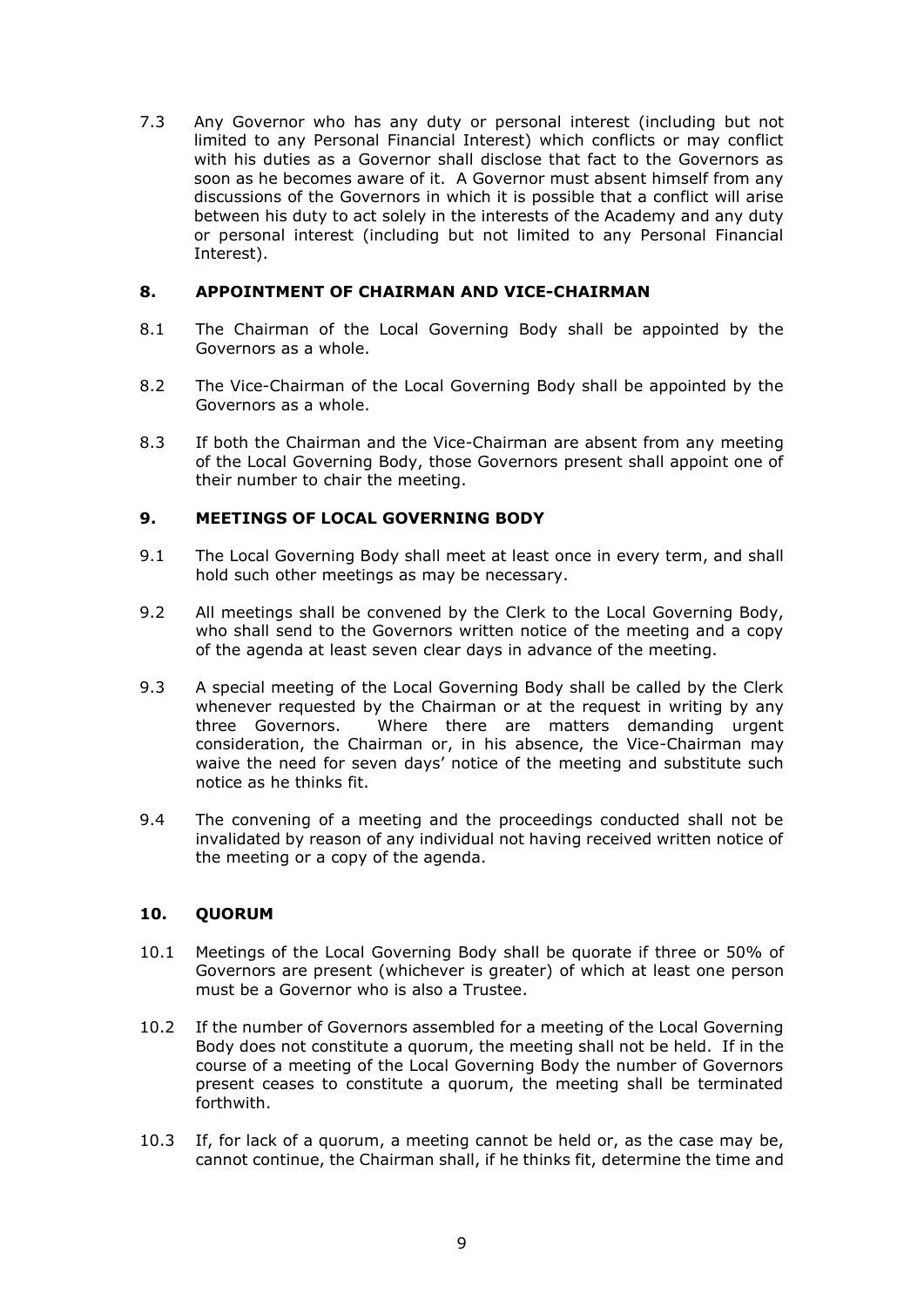7.3 Any Governor who has any duty or personal interest (including but not limited to any Personal Financial Interest) which conflicts or may conflict with his duties as a Governor shall disclose that fact to the Governors as soon as he becomes aware of it. A Governor must absent himself from any discussions of the Governors in which it is possible that a conflict will arise between his duty to act solely in the interests of the Academy and any duty or personal interest (including but not limited to any Personal Financial Interest).

## 8. APPOINTMENT OF CHAIRMAN AND VICE-CHAIRMAN

8.1 The Chairman of the Local Governing Body shall be appointed by the Governors as a whole.

8.2 The Vice-Chairman of the Local Governing Body shall be appointed by the Governors as a whole.

8.3 If both the Chairman and the Vice-Chairman are absent from any meeting of the Local Governing Body, those Governors present shall appoint one of their number to chair the meeting.

## 9. MEETINGS OF LOCAL GOVERNING BODY

9.1 The Local Governing Body shall meet at least once in every term, and shall hold such other meetings as may be necessary.

9.2 All meetings shall be convened by the Clerk to the Local Governing Body, who shall send to the Governors written notice of the meeting and a copy of the agenda at least seven clear days in advance of the meeting.

9.3 A special meeting of the Local Governing Body shall be called by the Clerk whenever requested by the Chairman or at the request in writing by any three Governors. Where there are matters demanding urgent consideration, the Chairman or, in his absence, the Vice-Chairman may waive the need for seven days' notice of the meeting and substitute such notice as he thinks fit.

9.4 The convening of a meeting and the proceedings conducted shall not be invalidated by reason of any individual not having received written notice of the meeting or a copy of the agenda.

## 10. QUORUM

10.1 Meetings of the Local Governing Body shall be quorate if three or 50% of Governors are present (whichever is greater) of which at least one person must be a Governor who is also a Trustee.

10.2 If the number of Governors assembled for a meeting of the Local Governing Body does not constitute a quorum, the meeting shall not be held. If in the course of a meeting of the Local Governing Body the number of Governors present ceases to constitute a quorum, the meeting shall be terminated forthwith.

10.3 If, for lack of a quorum, a meeting cannot be held or, as the case may be, cannot continue, the Chairman shall, if he thinks fit, determine the time and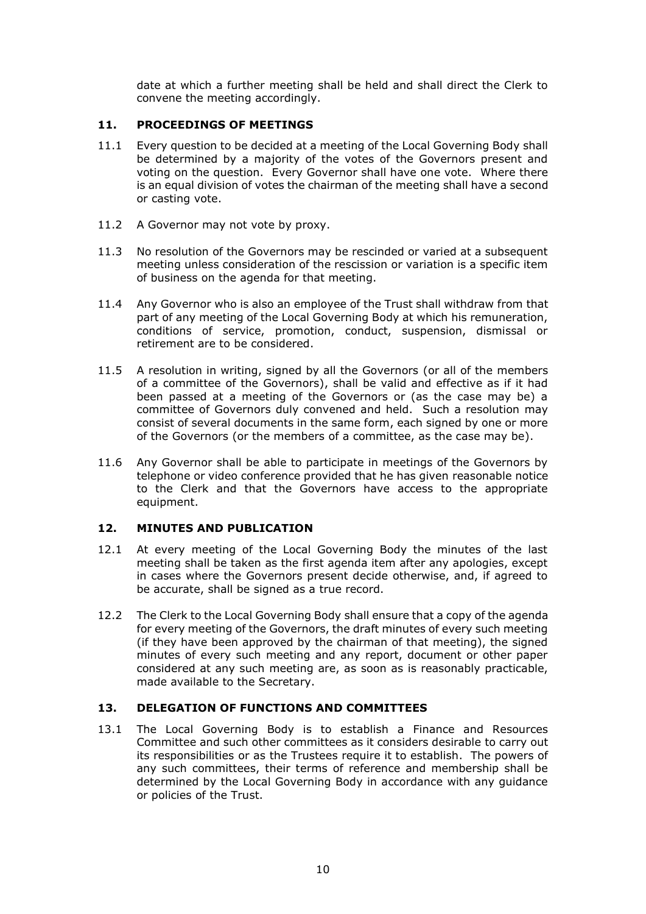date at which a further meeting shall be held and shall direct the Clerk to convene the meeting accordingly.

## 11. PROCEEDINGS OF MEETINGS

11.1 Every question to be decided at a meeting of the Local Governing Body shall be determined by a majority of the votes of the Governors present and voting on the question. Every Governor shall have one vote. Where there is an equal division of votes the chairman of the meeting shall have a second or casting vote.

11.2 A Governor may not vote by proxy.

11.3 No resolution of the Governors may be rescinded or varied at a subsequent meeting unless consideration of the rescission or variation is a specific item of business on the agenda for that meeting.

11.4 Any Governor who is also an employee of the Trust shall withdraw from that part of any meeting of the Local Governing Body at which his remuneration, conditions of service, promotion, conduct, suspension, dismissal or retirement are to be considered.

11.5 A resolution in writing, signed by all the Governors (or all of the members of a committee of the Governors), shall be valid and effective as if it had been passed at a meeting of the Governors or (as the case may be) a committee of Governors duly convened and held. Such a resolution may consist of several documents in the same form, each signed by one or more of the Governors (or the members of a committee, as the case may be).

11.6 Any Governor shall be able to participate in meetings of the Governors by telephone or video conference provided that he has given reasonable notice to the Clerk and that the Governors have access to the appropriate equipment.

## 12. MINUTES AND PUBLICATION

12.1 At every meeting of the Local Governing Body the minutes of the last meeting shall be taken as the first agenda item after any apologies, except in cases where the Governors present decide otherwise, and, if agreed to be accurate, shall be signed as a true record.

12.2 The Clerk to the Local Governing Body shall ensure that a copy of the agenda for every meeting of the Governors, the draft minutes of every such meeting (if they have been approved by the chairman of that meeting), the signed minutes of every such meeting and any report, document or other paper considered at any such meeting are, as soon as is reasonably practicable, made available to the Secretary.

## 13. DELEGATION OF FUNCTIONS AND COMMITTEES

13.1 The Local Governing Body is to establish a Finance and Resources Committee and such other committees as it considers desirable to carry out its responsibilities or as the Trustees require it to establish. The powers of any such committees, their terms of reference and membership shall be determined by the Local Governing Body in accordance with any guidance or policies of the Trust.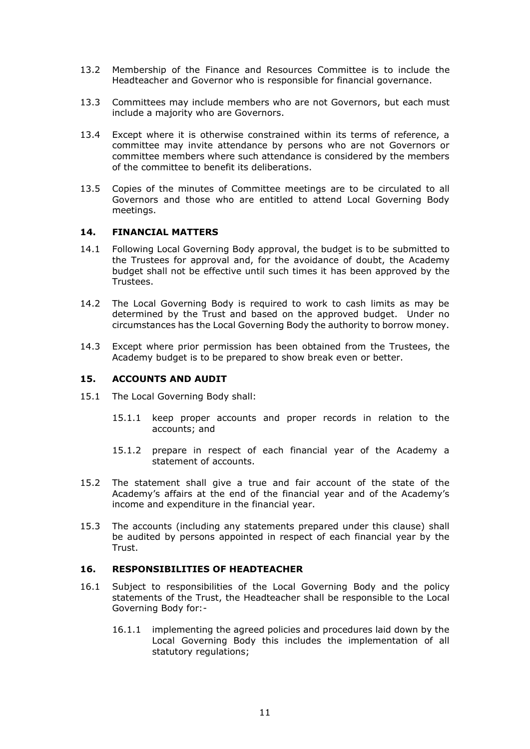13.2 Membership of the Finance and Resources Committee is to include the Headteacher and Governor who is responsible for financial governance.

13.3 Committees may include members who are not Governors, but each must include a majority who are Governors.

13.4 Except where it is otherwise constrained within its terms of reference, a committee may invite attendance by persons who are not Governors or committee members where such attendance is considered by the members of the committee to benefit its deliberations.

13.5 Copies of the minutes of Committee meetings are to be circulated to all Governors and those who are entitled to attend Local Governing Body meetings.

## 14. FINANCIAL MATTERS

14.1 Following Local Governing Body approval, the budget is to be submitted to the Trustees for approval and, for the avoidance of doubt, the Academy budget shall not be effective until such times it has been approved by the Trustees.

14.2 The Local Governing Body is required to work to cash limits as may be determined by the Trust and based on the approved budget. Under no circumstances has the Local Governing Body the authority to borrow money.

14.3 Except where prior permission has been obtained from the Trustees, the Academy budget is to be prepared to show break even or better.

## 15. ACCOUNTS AND AUDIT

15.1 The Local Governing Body shall:

15.1.1 keep proper accounts and proper records in relation to the accounts; and

15.1.2 prepare in respect of each financial year of the Academy a statement of accounts.

15.2 The statement shall give a true and fair account of the state of the Academy's affairs at the end of the financial year and of the Academy's income and expenditure in the financial year.

15.3 The accounts (including any statements prepared under this clause) shall be audited by persons appointed in respect of each financial year by the Trust.

## 16. RESPONSIBILITIES OF HEADTEACHER

16.1 Subject to responsibilities of the Local Governing Body and the policy statements of the Trust, the Headteacher shall be responsible to the Local Governing Body for:-

16.1.1 implementing the agreed policies and procedures laid down by the Local Governing Body this includes the implementation of all statutory regulations;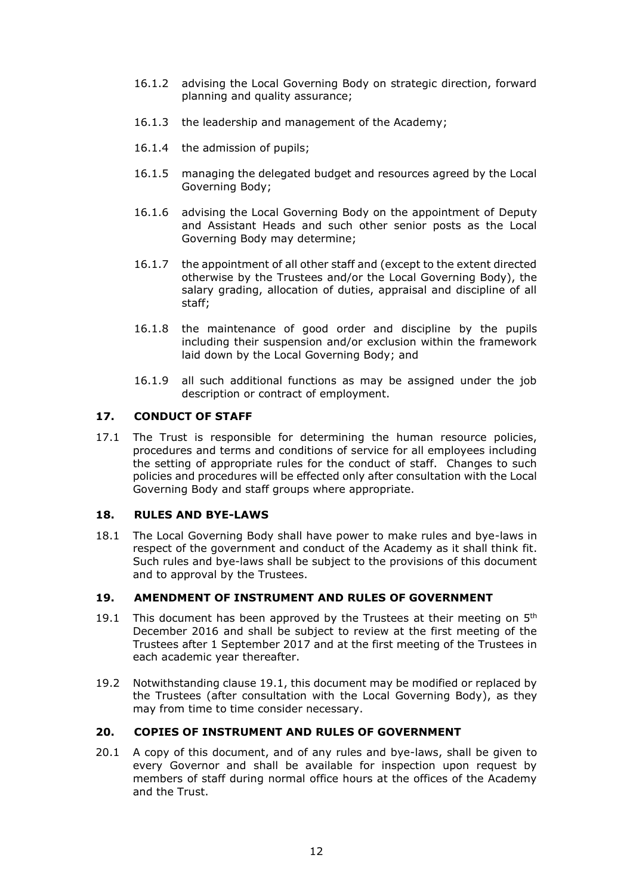16.1.2 advising the Local Governing Body on strategic direction, forward planning and quality assurance;

16.1.3 the leadership and management of the Academy;

16.1.4 the admission of pupils;

16.1.5 managing the delegated budget and resources agreed by the Local Governing Body;

16.1.6 advising the Local Governing Body on the appointment of Deputy and Assistant Heads and such other senior posts as the Local Governing Body may determine;

16.1.7 the appointment of all other staff and (except to the extent directed otherwise by the Trustees and/or the Local Governing Body), the salary grading, allocation of duties, appraisal and discipline of all staff;

16.1.8 the maintenance of good order and discipline by the pupils including their suspension and/or exclusion within the framework laid down by the Local Governing Body; and

16.1.9 all such additional functions as may be assigned under the job description or contract of employment.

## 17. CONDUCT OF STAFF

17.1 The Trust is responsible for determining the human resource policies, procedures and terms and conditions of service for all employees including the setting of appropriate rules for the conduct of staff. Changes to such policies and procedures will be effected only after consultation with the Local Governing Body and staff groups where appropriate.

## 18. RULES AND BYE-LAWS

18.1 The Local Governing Body shall have power to make rules and bye-laws in respect of the government and conduct of the Academy as it shall think fit. Such rules and bye-laws shall be subject to the provisions of this document and to approval by the Trustees.

## 19. AMENDMENT OF INSTRUMENT AND RULES OF GOVERNMENT

19.1 This document has been approved by the Trustees at their meeting on 5th December 2016 and shall be subject to review at the first meeting of the Trustees after 1 September 2017 and at the first meeting of the Trustees in each academic year thereafter.

19.2 Notwithstanding clause 19.1, this document may be modified or replaced by the Trustees (after consultation with the Local Governing Body), as they may from time to time consider necessary.

## 20. COPIES OF INSTRUMENT AND RULES OF GOVERNMENT

20.1 A copy of this document, and of any rules and bye-laws, shall be given to every Governor and shall be available for inspection upon request by members of staff during normal office hours at the offices of the Academy and the Trust.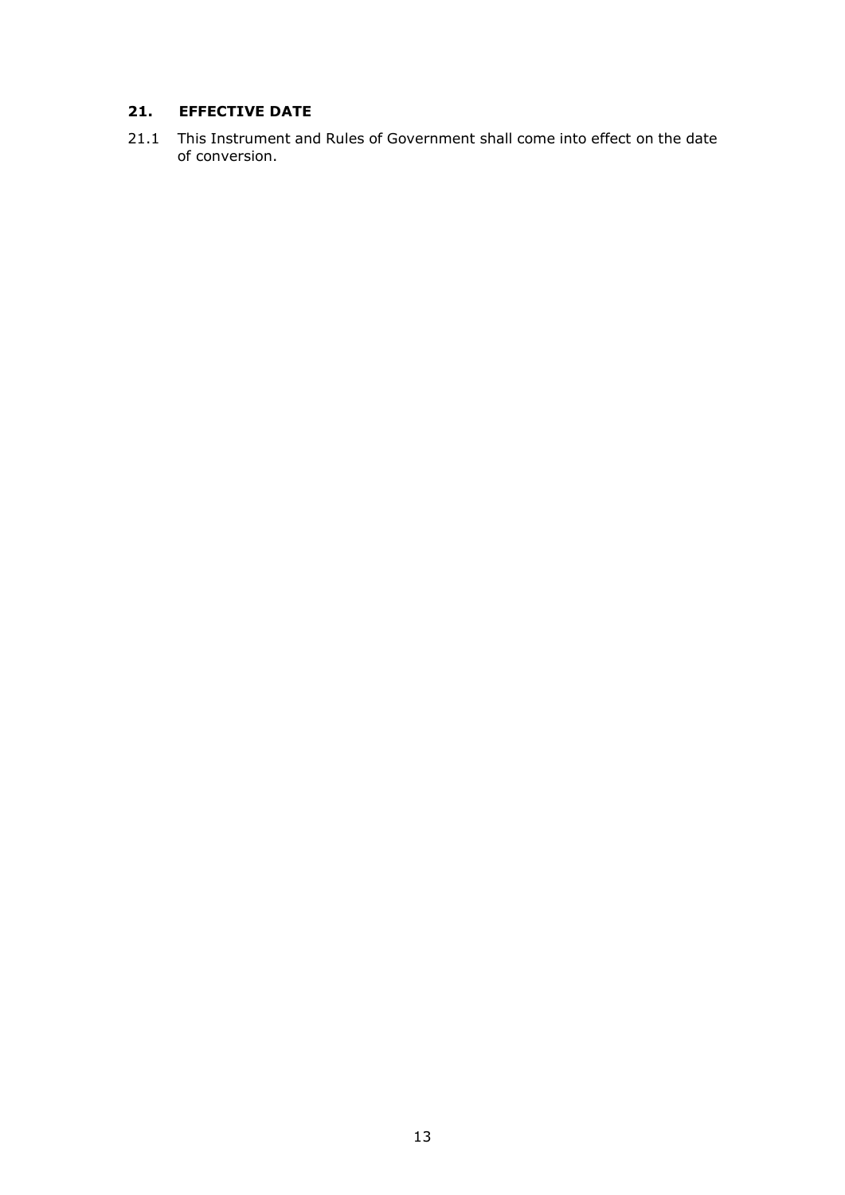## 21. EFFECTIVE DATE

21.1 This Instrument and Rules of Government shall come into effect on the date of conversion.